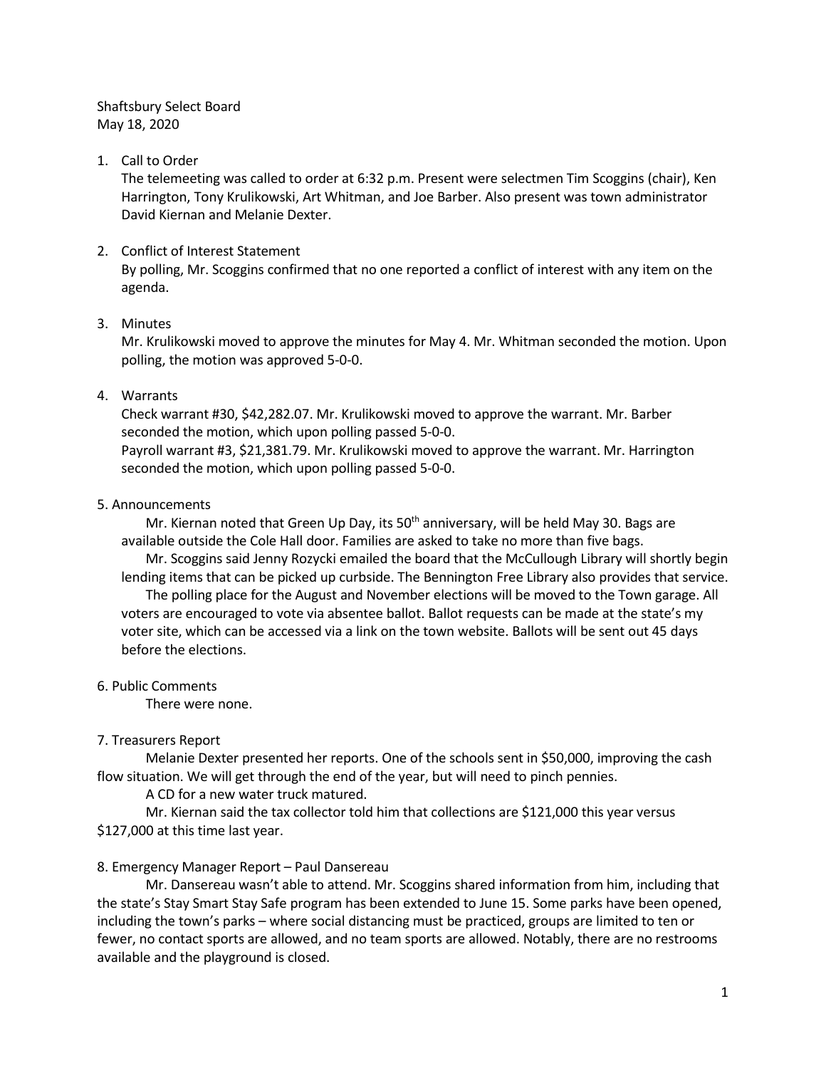Shaftsbury Select Board
May 18, 2020

1. Call to Order
   The telemeeting was called to order at 6:32 p.m. Present were selectmen Tim Scoggins (chair), Ken Harrington, Tony Krulikowski, Art Whitman, and Joe Barber. Also present was town administrator David Kiernan and Melanie Dexter.

2. Conflict of Interest Statement
   By polling, Mr. Scoggins confirmed that no one reported a conflict of interest with any item on the agenda.

3. Minutes
   Mr. Krulikowski moved to approve the minutes for May 4. Mr. Whitman seconded the motion. Upon polling, the motion was approved 5-0-0.

4. Warrants
   Check warrant #30, $42,282.07. Mr. Krulikowski moved to approve the warrant. Mr. Barber seconded the motion, which upon polling passed 5-0-0.
   Payroll warrant #3, $21,381.79. Mr. Krulikowski moved to approve the warrant. Mr. Harrington seconded the motion, which upon polling passed 5-0-0.

5. Announcements

Mr. Kiernan noted that Green Up Day, its 50th anniversary, will be held May 30. Bags are available outside the Cole Hall door. Families are asked to take no more than five bags.

Mr. Scoggins said Jenny Rozycki emailed the board that the McCullough Library will shortly begin lending items that can be picked up curbside. The Bennington Free Library also provides that service.

The polling place for the August and November elections will be moved to the Town garage. All voters are encouraged to vote via absentee ballot. Ballot requests can be made at the state's my voter site, which can be accessed via a link on the town website. Ballots will be sent out 45 days before the elections.

6. Public Comments

There were none.

7. Treasurers Report

Melanie Dexter presented her reports. One of the schools sent in $50,000, improving the cash flow situation. We will get through the end of the year, but will need to pinch pennies.

A CD for a new water truck matured.

Mr. Kiernan said the tax collector told him that collections are $121,000 this year versus $127,000 at this time last year.

8. Emergency Manager Report – Paul Dansereau

Mr. Dansereau wasn't able to attend. Mr. Scoggins shared information from him, including that the state's Stay Smart Stay Safe program has been extended to June 15. Some parks have been opened, including the town's parks – where social distancing must be practiced, groups are limited to ten or fewer, no contact sports are allowed, and no team sports are allowed. Notably, there are no restrooms available and the playground is closed.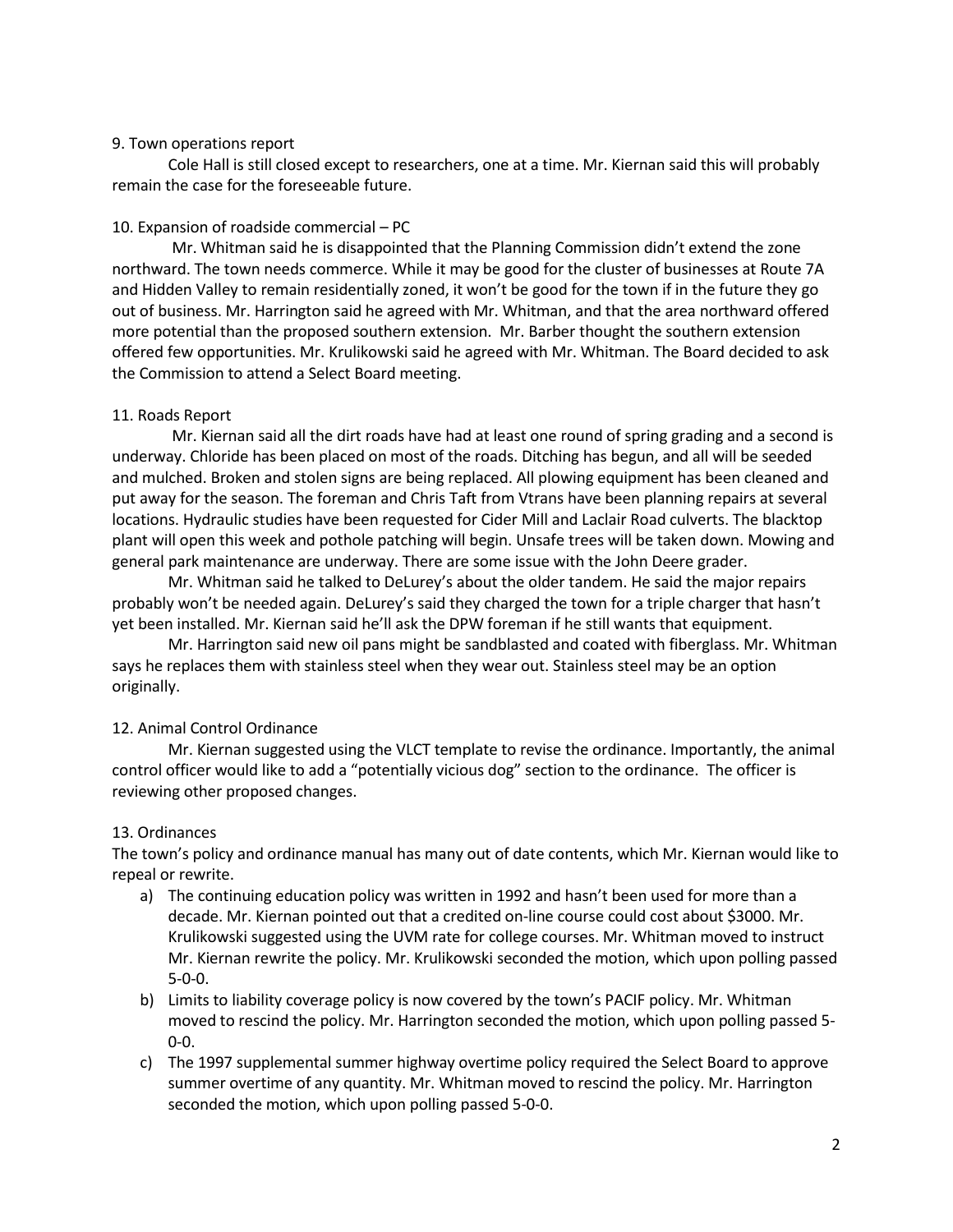9. Town operations report

Cole Hall is still closed except to researchers, one at a time. Mr. Kiernan said this will probably remain the case for the foreseeable future.

10. Expansion of roadside commercial – PC

Mr. Whitman said he is disappointed that the Planning Commission didn't extend the zone northward. The town needs commerce. While it may be good for the cluster of businesses at Route 7A and Hidden Valley to remain residentially zoned, it won't be good for the town if in the future they go out of business. Mr. Harrington said he agreed with Mr. Whitman, and that the area northward offered more potential than the proposed southern extension. Mr. Barber thought the southern extension offered few opportunities. Mr. Krulikowski said he agreed with Mr. Whitman. The Board decided to ask the Commission to attend a Select Board meeting.

11. Roads Report

Mr. Kiernan said all the dirt roads have had at least one round of spring grading and a second is underway. Chloride has been placed on most of the roads. Ditching has begun, and all will be seeded and mulched. Broken and stolen signs are being replaced. All plowing equipment has been cleaned and put away for the season. The foreman and Chris Taft from Vtrans have been planning repairs at several locations. Hydraulic studies have been requested for Cider Mill and Laclair Road culverts. The blacktop plant will open this week and pothole patching will begin. Unsafe trees will be taken down. Mowing and general park maintenance are underway. There are some issue with the John Deere grader.

Mr. Whitman said he talked to DeLurey's about the older tandem. He said the major repairs probably won't be needed again. DeLurey's said they charged the town for a triple charger that hasn't yet been installed. Mr. Kiernan said he'll ask the DPW foreman if he still wants that equipment.

Mr. Harrington said new oil pans might be sandblasted and coated with fiberglass. Mr. Whitman says he replaces them with stainless steel when they wear out. Stainless steel may be an option originally.

12. Animal Control Ordinance

Mr. Kiernan suggested using the VLCT template to revise the ordinance. Importantly, the animal control officer would like to add a "potentially vicious dog" section to the ordinance. The officer is reviewing other proposed changes.

13. Ordinances

The town's policy and ordinance manual has many out of date contents, which Mr. Kiernan would like to repeal or rewrite.

a) The continuing education policy was written in 1992 and hasn't been used for more than a decade. Mr. Kiernan pointed out that a credited on-line course could cost about $3000. Mr. Krulikowski suggested using the UVM rate for college courses. Mr. Whitman moved to instruct Mr. Kiernan rewrite the policy. Mr. Krulikowski seconded the motion, which upon polling passed 5-0-0.
b) Limits to liability coverage policy is now covered by the town's PACIF policy. Mr. Whitman moved to rescind the policy. Mr. Harrington seconded the motion, which upon polling passed 5-0-0.
c) The 1997 supplemental summer highway overtime policy required the Select Board to approve summer overtime of any quantity. Mr. Whitman moved to rescind the policy. Mr. Harrington seconded the motion, which upon polling passed 5-0-0.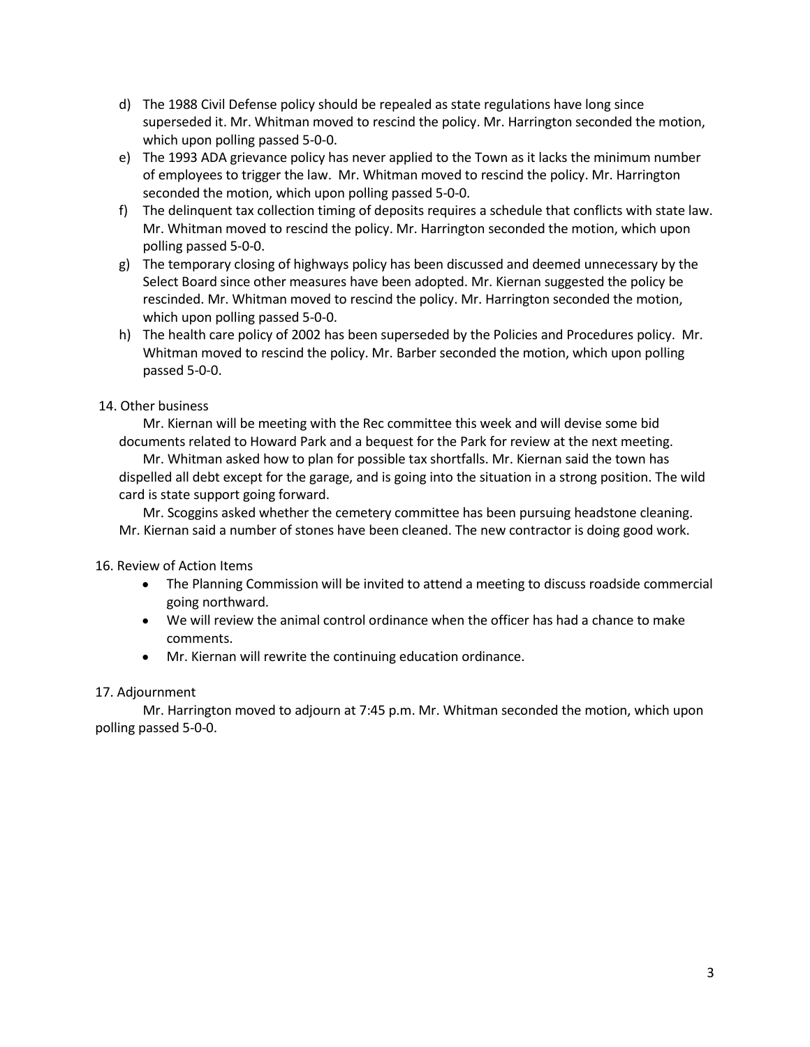d) The 1988 Civil Defense policy should be repealed as state regulations have long since superseded it. Mr. Whitman moved to rescind the policy. Mr. Harrington seconded the motion, which upon polling passed 5-0-0.

e) The 1993 ADA grievance policy has never applied to the Town as it lacks the minimum number of employees to trigger the law. Mr. Whitman moved to rescind the policy. Mr. Harrington seconded the motion, which upon polling passed 5-0-0.

f) The delinquent tax collection timing of deposits requires a schedule that conflicts with state law. Mr. Whitman moved to rescind the policy. Mr. Harrington seconded the motion, which upon polling passed 5-0-0.

g) The temporary closing of highways policy has been discussed and deemed unnecessary by the Select Board since other measures have been adopted. Mr. Kiernan suggested the policy be rescinded. Mr. Whitman moved to rescind the policy. Mr. Harrington seconded the motion, which upon polling passed 5-0-0.

h) The health care policy of 2002 has been superseded by the Policies and Procedures policy. Mr. Whitman moved to rescind the policy. Mr. Barber seconded the motion, which upon polling passed 5-0-0.

14. Other business

Mr. Kiernan will be meeting with the Rec committee this week and will devise some bid documents related to Howard Park and a bequest for the Park for review at the next meeting.

Mr. Whitman asked how to plan for possible tax shortfalls. Mr. Kiernan said the town has dispelled all debt except for the garage, and is going into the situation in a strong position. The wild card is state support going forward.

Mr. Scoggins asked whether the cemetery committee has been pursuing headstone cleaning. Mr. Kiernan said a number of stones have been cleaned. The new contractor is doing good work.

16. Review of Action Items

- The Planning Commission will be invited to attend a meeting to discuss roadside commercial going northward.
- We will review the animal control ordinance when the officer has had a chance to make comments.
- Mr. Kiernan will rewrite the continuing education ordinance.

17. Adjournment

Mr. Harrington moved to adjourn at 7:45 p.m. Mr. Whitman seconded the motion, which upon polling passed 5-0-0.